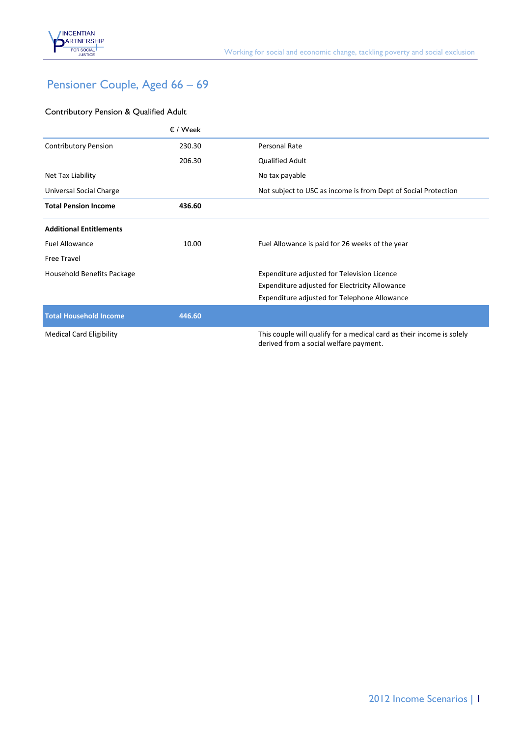# Pensioner Couple, Aged 66 – 69

## Contributory Pension & Qualified Adult

| | € / Week | |
|---|---|---|
| Contributory Pension | 230.30 | Personal Rate |
| | 206.30 | Qualified Adult |
| Net Tax Liability | | No tax payable |
| Universal Social Charge | | Not subject to USC as income is from Dept of Social Protection |
| **Total Pension Income** | **436.60** | |
| **Additional Entitlements** | | |
| Fuel Allowance | 10.00 | Fuel Allowance is paid for 26 weeks of the year |
| Free Travel | | |
| Household Benefits Package | | Expenditure adjusted for Television Licence<br>Expenditure adjusted for Electricity Allowance<br>Expenditure adjusted for Telephone Allowance |
| **Total Household Income** | **446.60** | |
| Medical Card Eligibility | | This couple will qualify for a medical card as their income is solely derived from a social welfare payment. |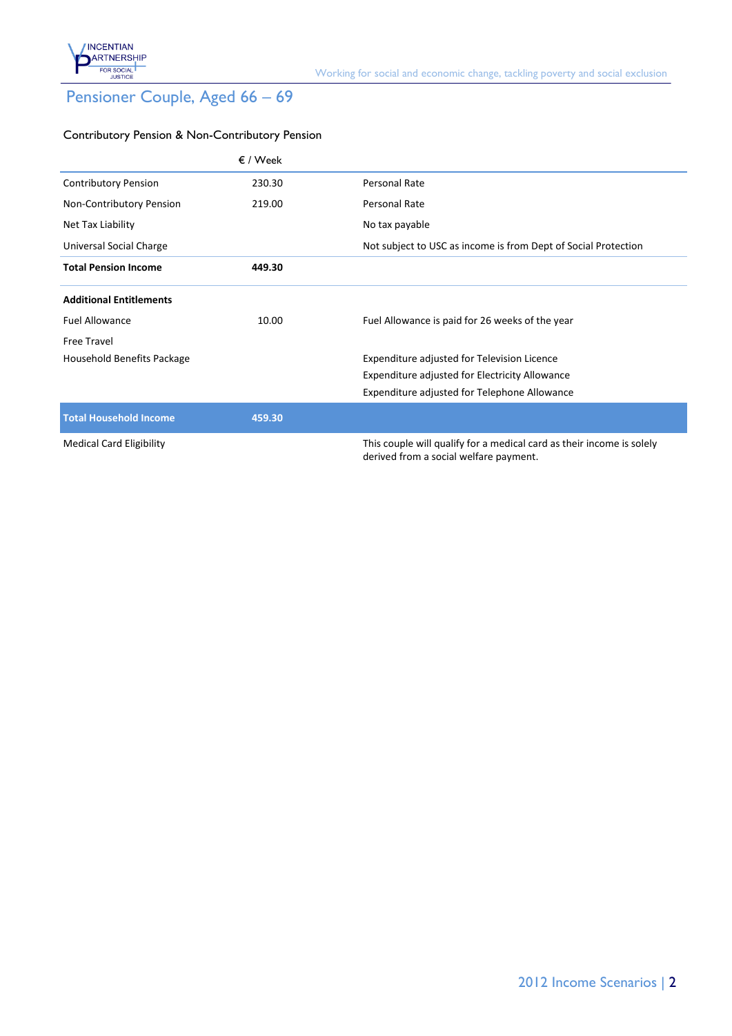# Pensioner Couple, Aged 66 – 69

## Contributory Pension & Non-Contributory Pension

| | € / Week | |
|---|---|---|
| Contributory Pension | 230.30 | Personal Rate |
| Non-Contributory Pension | 219.00 | Personal Rate |
| Net Tax Liability | | No tax payable |
| Universal Social Charge | | Not subject to USC as income is from Dept of Social Protection |
| **Total Pension Income** | **449.30** | |
| **Additional Entitlements** | | |
| Fuel Allowance | 10.00 | Fuel Allowance is paid for 26 weeks of the year |
| Free Travel | | |
| Household Benefits Package | | Expenditure adjusted for Television Licence |
| | | Expenditure adjusted for Electricity Allowance |
| | | Expenditure adjusted for Telephone Allowance |
| **Total Household Income** | **459.30** | |
| Medical Card Eligibility | | This couple will qualify for a medical card as their income is solely derived from a social welfare payment. |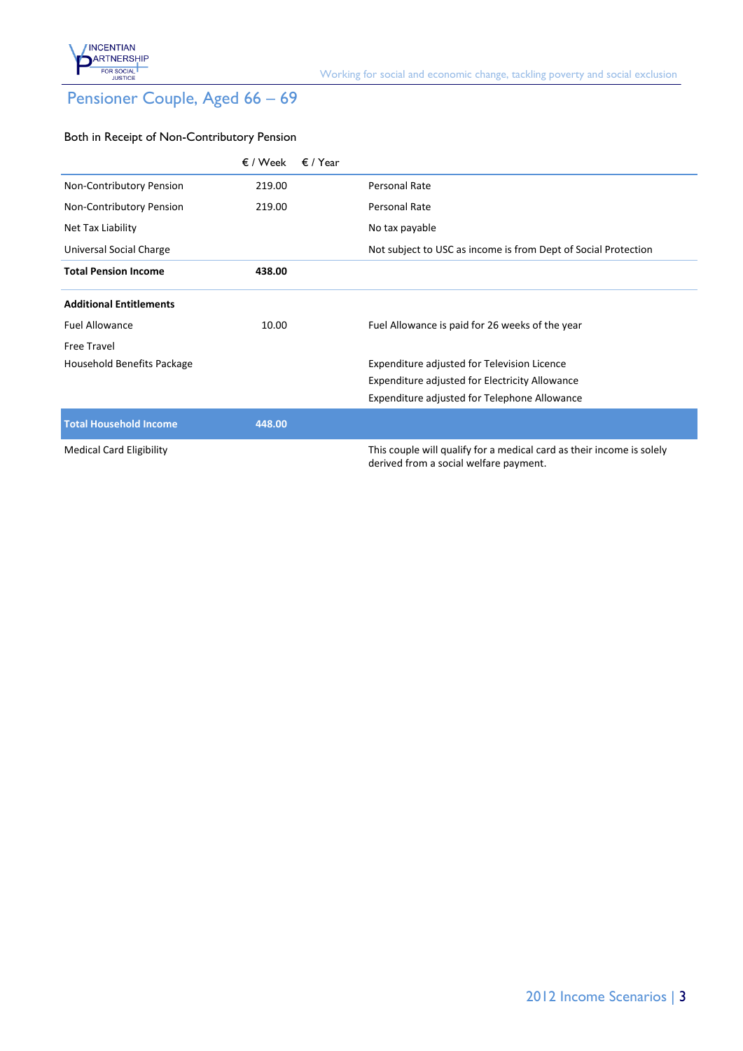# Pensioner Couple, Aged 66 – 69

Both in Receipt of Non-Contributory Pension

| | € / Week | € / Year | |
|---|---|---|---|
| Non-Contributory Pension | 219.00 | | Personal Rate |
| Non-Contributory Pension | 219.00 | | Personal Rate |
| Net Tax Liability | | | No tax payable |
| Universal Social Charge | | | Not subject to USC as income is from Dept of Social Protection |
| **Total Pension Income** | **438.00** | | |
| **Additional Entitlements** | | | |
| Fuel Allowance | 10.00 | | Fuel Allowance is paid for 26 weeks of the year |
| Free Travel | | | |
| Household Benefits Package | | | Expenditure adjusted for Television Licence |
| | | | Expenditure adjusted for Electricity Allowance |
| | | | Expenditure adjusted for Telephone Allowance |
| **Total Household Income** | **448.00** | | |
| Medical Card Eligibility | | | This couple will qualify for a medical card as their income is solely derived from a social welfare payment. |